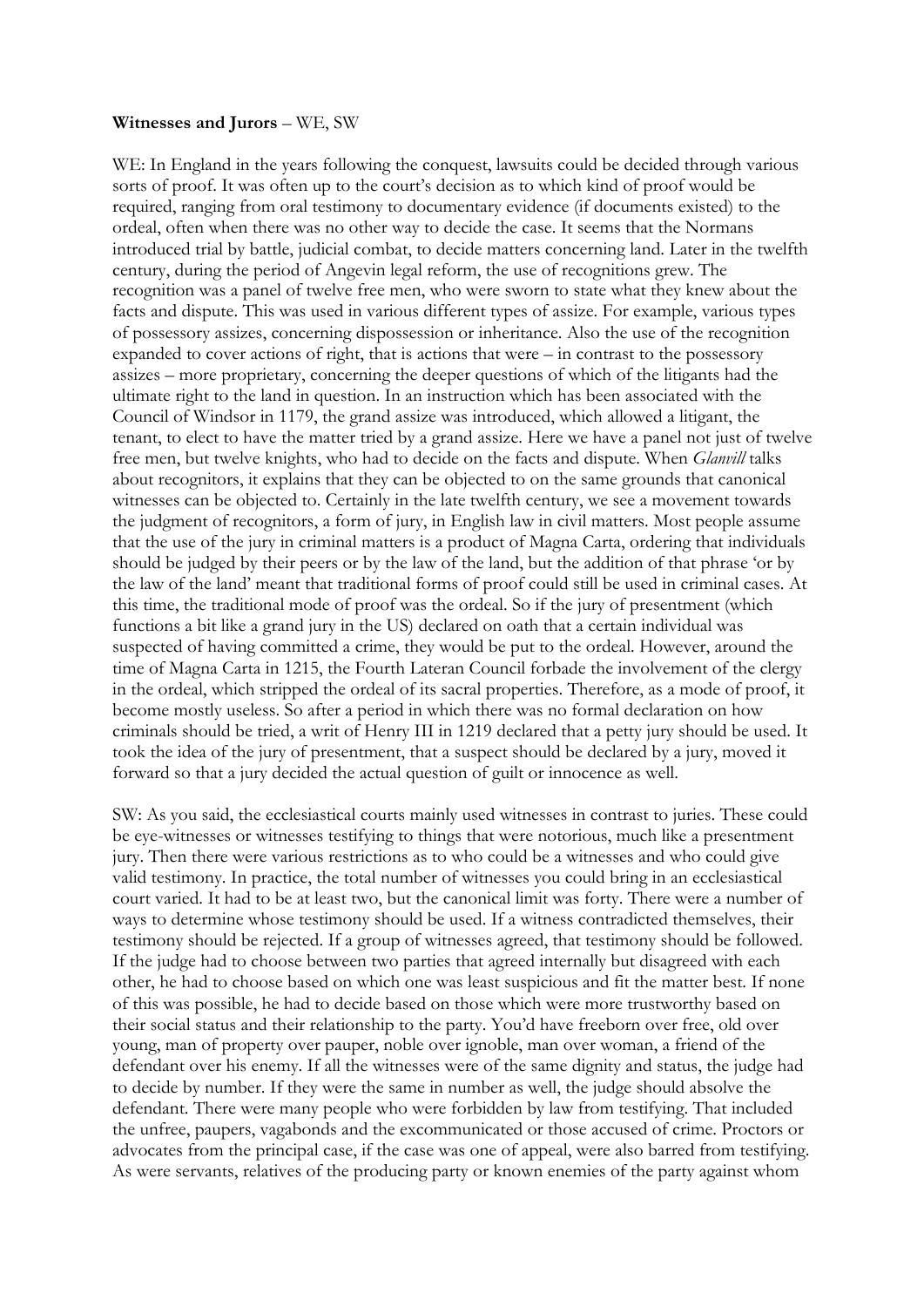**Witnesses and Jurors** – WE, SW

WE: In England in the years following the conquest, lawsuits could be decided through various sorts of proof. It was often up to the court's decision as to which kind of proof would be required, ranging from oral testimony to documentary evidence (if documents existed) to the ordeal, often when there was no other way to decide the case. It seems that the Normans introduced trial by battle, judicial combat, to decide matters concerning land. Later in the twelfth century, during the period of Angevin legal reform, the use of recognitions grew. The recognition was a panel of twelve free men, who were sworn to state what they knew about the facts and dispute. This was used in various different types of assize. For example, various types of possessory assizes, concerning dispossession or inheritance. Also the use of the recognition expanded to cover actions of right, that is actions that were – in contrast to the possessory assizes – more proprietary, concerning the deeper questions of which of the litigants had the ultimate right to the land in question. In an instruction which has been associated with the Council of Windsor in 1179, the grand assize was introduced, which allowed a litigant, the tenant, to elect to have the matter tried by a grand assize. Here we have a panel not just of twelve free men, but twelve knights, who had to decide on the facts and dispute. When *Glanvill* talks about recognitors, it explains that they can be objected to on the same grounds that canonical witnesses can be objected to. Certainly in the late twelfth century, we see a movement towards the judgment of recognitors, a form of jury, in English law in civil matters. Most people assume that the use of the jury in criminal matters is a product of Magna Carta, ordering that individuals should be judged by their peers or by the law of the land, but the addition of that phrase 'or by the law of the land' meant that traditional forms of proof could still be used in criminal cases. At this time, the traditional mode of proof was the ordeal. So if the jury of presentment (which functions a bit like a grand jury in the US) declared on oath that a certain individual was suspected of having committed a crime, they would be put to the ordeal. However, around the time of Magna Carta in 1215, the Fourth Lateran Council forbade the involvement of the clergy in the ordeal, which stripped the ordeal of its sacral properties. Therefore, as a mode of proof, it become mostly useless. So after a period in which there was no formal declaration on how criminals should be tried, a writ of Henry III in 1219 declared that a petty jury should be used. It took the idea of the jury of presentment, that a suspect should be declared by a jury, moved it forward so that a jury decided the actual question of guilt or innocence as well.

SW: As you said, the ecclesiastical courts mainly used witnesses in contrast to juries. These could be eye-witnesses or witnesses testifying to things that were notorious, much like a presentment jury. Then there were various restrictions as to who could be a witnesses and who could give valid testimony. In practice, the total number of witnesses you could bring in an ecclesiastical court varied. It had to be at least two, but the canonical limit was forty. There were a number of ways to determine whose testimony should be used. If a witness contradicted themselves, their testimony should be rejected. If a group of witnesses agreed, that testimony should be followed. If the judge had to choose between two parties that agreed internally but disagreed with each other, he had to choose based on which one was least suspicious and fit the matter best. If none of this was possible, he had to decide based on those which were more trustworthy based on their social status and their relationship to the party. You'd have freeborn over free, old over young, man of property over pauper, noble over ignoble, man over woman, a friend of the defendant over his enemy. If all the witnesses were of the same dignity and status, the judge had to decide by number. If they were the same in number as well, the judge should absolve the defendant. There were many people who were forbidden by law from testifying. That included the unfree, paupers, vagabonds and the excommunicated or those accused of crime. Proctors or advocates from the principal case, if the case was one of appeal, were also barred from testifying. As were servants, relatives of the producing party or known enemies of the party against whom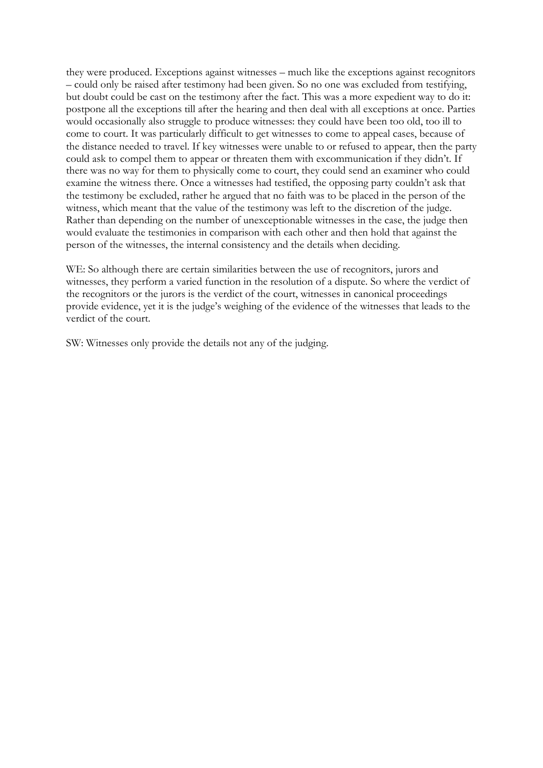they were produced. Exceptions against witnesses – much like the exceptions against recognitors – could only be raised after testimony had been given. So no one was excluded from testifying, but doubt could be cast on the testimony after the fact. This was a more expedient way to do it: postpone all the exceptions till after the hearing and then deal with all exceptions at once. Parties would occasionally also struggle to produce witnesses: they could have been too old, too ill to come to court. It was particularly difficult to get witnesses to come to appeal cases, because of the distance needed to travel. If key witnesses were unable to or refused to appear, then the party could ask to compel them to appear or threaten them with excommunication if they didn't. If there was no way for them to physically come to court, they could send an examiner who could examine the witness there. Once a witnesses had testified, the opposing party couldn't ask that the testimony be excluded, rather he argued that no faith was to be placed in the person of the witness, which meant that the value of the testimony was left to the discretion of the judge. Rather than depending on the number of unexceptionable witnesses in the case, the judge then would evaluate the testimonies in comparison with each other and then hold that against the person of the witnesses, the internal consistency and the details when deciding.

WE: So although there are certain similarities between the use of recognitors, jurors and witnesses, they perform a varied function in the resolution of a dispute. So where the verdict of the recognitors or the jurors is the verdict of the court, witnesses in canonical proceedings provide evidence, yet it is the judge's weighing of the evidence of the witnesses that leads to the verdict of the court.

SW: Witnesses only provide the details not any of the judging.